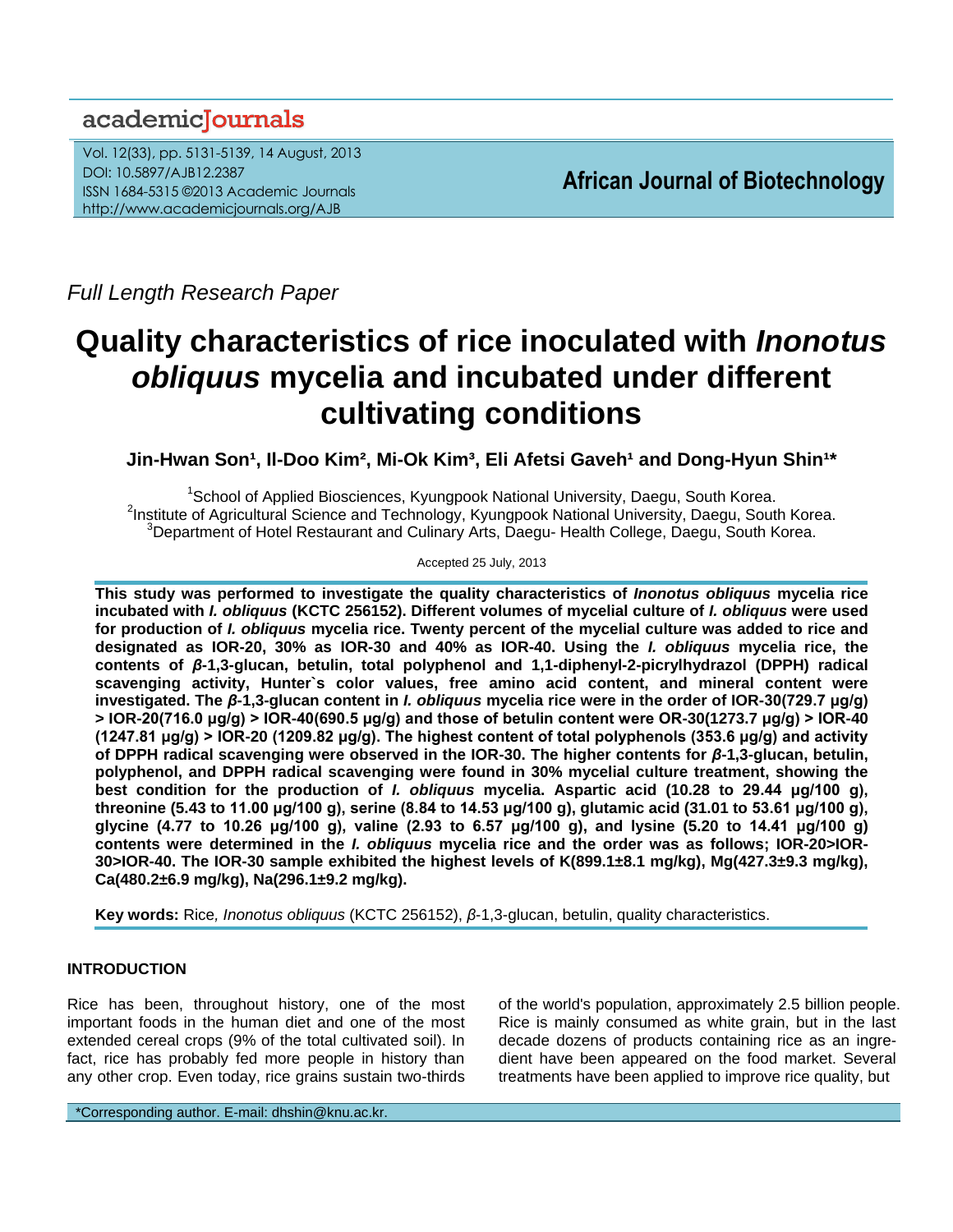Full Length Research Paper

# Quality characteristics of rice inoculated with *Inonotus obliquus* mycelia and incubated under different cultivating conditions

**Jin-Hwan Son[1], Il-Doo Kim[2], Mi-Ok Kim[3], Eli Afetsi Gaveh[1] and Dong-Hyun Shin[1]***

[1]School of Applied Biosciences, Kyungpook National University, Daegu, South Korea.
[2]Institute of Agricultural Science and Technology, Kyungpook National University, Daegu, South Korea.
[3]Department of Hotel Restaurant and Culinary Arts, Daegu- Health College, Daegu, South Korea.

Accepted 25 July, 2013

**This study was performed to investigate the quality characteristics of *Inonotus obliquus* mycelia rice incubated with *I. obliquus* (KCTC 256152). Different volumes of mycelial culture of *I. obliquus* were used for production of *I. obliquus* mycelia rice. Twenty percent of the mycelial culture was added to rice and designated as IOR-20, 30% as IOR-30 and 40% as IOR-40. Using the *I. obliquus* mycelia rice, the contents of *β*-1,3-glucan, betulin, total polyphenol and 1,1-diphenyl-2-picrylhydrazol (DPPH) radical scavenging activity, Hunter`s color values, free amino acid content, and mineral content were investigated. The *β*-1,3-glucan content in *I. obliquus* mycelia rice were in the order of IOR-30(729.7 µg/g) > IOR-20(716.0 µg/g) > IOR-40(690.5 µg/g) and those of betulin content were OR-30(1273.7 µg/g) > IOR-40 (1247.81 µg/g) > IOR-20 (1209.82 µg/g). The highest content of total polyphenols (353.6 µg/g) and activity of DPPH radical scavenging were observed in the IOR-30. The higher contents for *β*-1,3-glucan, betulin, polyphenol, and DPPH radical scavenging were found in 30% mycelial culture treatment, showing the best condition for the production of *I. obliquus* mycelia. Aspartic acid (10.28 to 29.44 µg/100 g), threonine (5.43 to 11.00 µg/100 g), serine (8.84 to 14.53 µg/100 g), glutamic acid (31.01 to 53.61 µg/100 g), glycine (4.77 to 10.26 µg/100 g), valine (2.93 to 6.57 µg/100 g), and lysine (5.20 to 14.41 µg/100 g) contents were determined in the *I. obliquus* mycelia rice and the order was as follows; IOR-20>IOR-30>IOR-40. The IOR-30 sample exhibited the highest levels of K(899.1±8.1 mg/kg), Mg(427.3±9.3 mg/kg), Ca(480.2±6.9 mg/kg), Na(296.1±9.2 mg/kg).**

**Key words:** Rice, *Inonotus obliquus* (KCTC 256152), *β*-1,3-glucan, betulin, quality characteristics.

## INTRODUCTION

Rice has been, throughout history, one of the most important foods in the human diet and one of the most extended cereal crops (9% of the total cultivated soil). In fact, rice has probably fed more people in history than any other crop. Even today, rice grains sustain two-thirds of the world's population, approximately 2.5 billion people. Rice is mainly consumed as white grain, but in the last decade dozens of products containing rice as an ingredient have been appeared on the food market. Several treatments have been applied to improve rice quality, but

*Corresponding author. E-mail: dhshin@knu.ac.kr.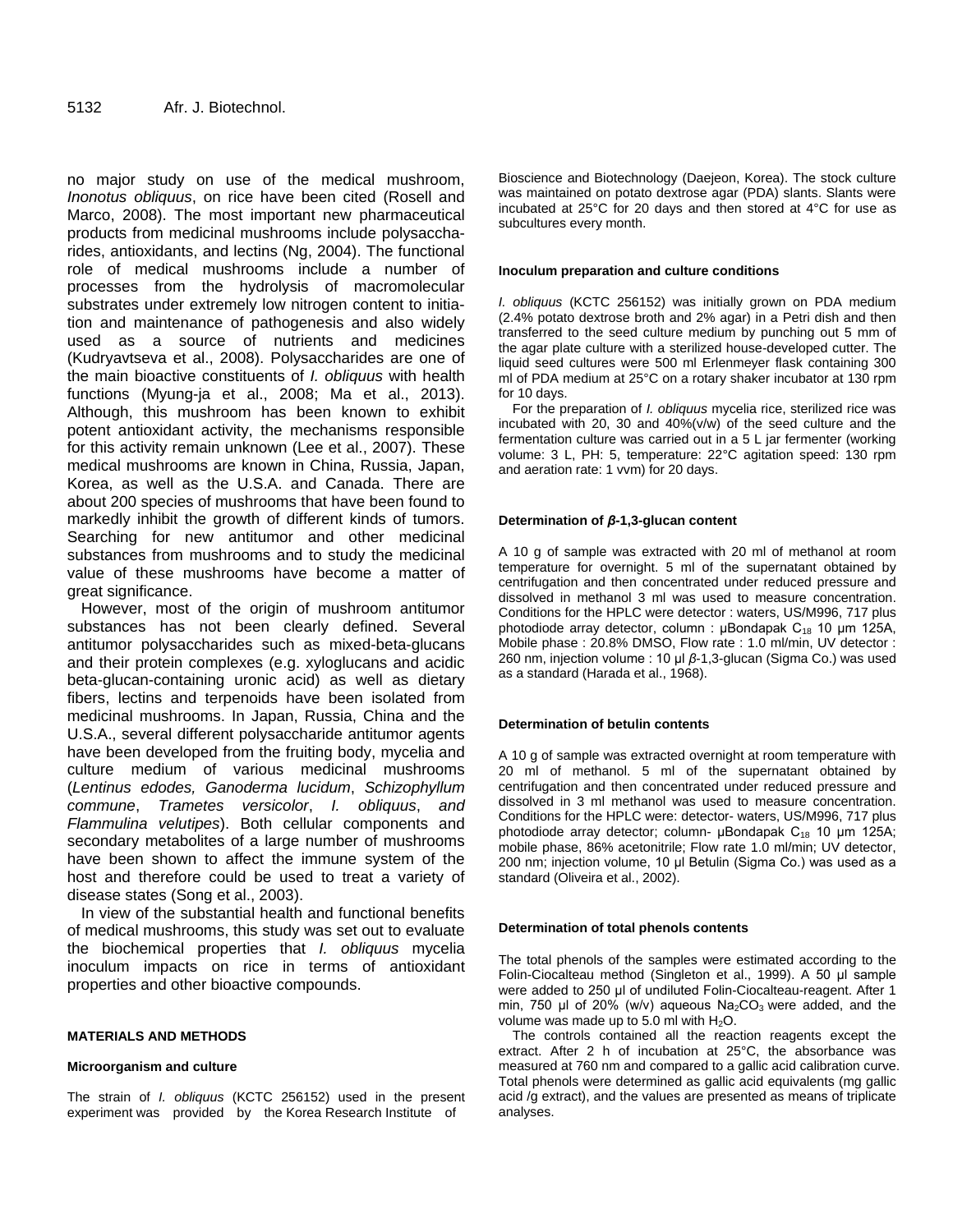no major study on use of the medical mushroom, *Inonotus obliquus*, on rice have been cited (Rosell and Marco, 2008). The most important new pharmaceutical products from medicinal mushrooms include polysaccharides, antioxidants, and lectins (Ng, 2004). The functional role of medical mushrooms include a number of processes from the hydrolysis of macromolecular substrates under extremely low nitrogen content to initiation and maintenance of pathogenesis and also widely used as a source of nutrients and medicines (Kudryavtseva et al., 2008). Polysaccharides are one of the main bioactive constituents of *I. obliquus* with health functions (Myung-ja et al., 2008; Ma et al., 2013). Although, this mushroom has been known to exhibit potent antioxidant activity, the mechanisms responsible for this activity remain unknown (Lee et al., 2007). These medical mushrooms are known in China, Russia, Japan, Korea, as well as the U.S.A. and Canada. There are about 200 species of mushrooms that have been found to markedly inhibit the growth of different kinds of tumors. Searching for new antitumor and other medicinal substances from mushrooms and to study the medicinal value of these mushrooms have become a matter of great significance.

However, most of the origin of mushroom antitumor substances has not been clearly defined. Several antitumor polysaccharides such as mixed-beta-glucans and their protein complexes (e.g. xyloglucans and acidic beta-glucan-containing uronic acid) as well as dietary fibers, lectins and terpenoids have been isolated from medicinal mushrooms. In Japan, Russia, China and the U.S.A., several different polysaccharide antitumor agents have been developed from the fruiting body, mycelia and culture medium of various medicinal mushrooms (*Lentinus edodes, Ganoderma lucidum*, *Schizophyllum commune*, *Trametes versicolor*, *I. obliquus*, *and Flammulina velutipes*). Both cellular components and secondary metabolites of a large number of mushrooms have been shown to affect the immune system of the host and therefore could be used to treat a variety of disease states (Song et al., 2003).

In view of the substantial health and functional benefits of medical mushrooms, this study was set out to evaluate the biochemical properties that *I. obliquus* mycelia inoculum impacts on rice in terms of antioxidant properties and other bioactive compounds.

## MATERIALS AND METHODS

### Microorganism and culture

The strain of *I. obliquus* (KCTC 256152) used in the present experiment was provided by the Korea Research Institute of Bioscience and Biotechnology (Daejeon, Korea). The stock culture was maintained on potato dextrose agar (PDA) slants. Slants were incubated at 25°C for 20 days and then stored at 4°C for use as subcultures every month.

### Inoculum preparation and culture conditions

*I. obliquus* (KCTC 256152) was initially grown on PDA medium (2.4% potato dextrose broth and 2% agar) in a Petri dish and then transferred to the seed culture medium by punching out 5 mm of the agar plate culture with a sterilized house-developed cutter. The liquid seed cultures were 500 ml Erlenmeyer flask containing 300 ml of PDA medium at 25°C on a rotary shaker incubator at 130 rpm for 10 days.

For the preparation of *I. obliquus* mycelia rice, sterilized rice was incubated with 20, 30 and 40%(v/w) of the seed culture and the fermentation culture was carried out in a 5 L jar fermenter (working volume: 3 L, PH: 5, temperature: 22°C agitation speed: 130 rpm and aeration rate: 1 vvm) for 20 days.

### Determination of *β*-1,3-glucan content

A 10 g of sample was extracted with 20 ml of methanol at room temperature for overnight. 5 ml of the supernatant obtained by centrifugation and then concentrated under reduced pressure and dissolved in methanol 3 ml was used to measure concentration. Conditions for the HPLC were detector : waters, US/M996, 717 plus photodiode array detector, column : μBondapak $C_{18}$ 10 μm 125A, Mobile phase : 20.8% DMSO, Flow rate : 1.0 ml/min, UV detector : 260 nm, injection volume : 10 μl *β*-1,3-glucan (Sigma Co.) was used as a standard (Harada et al., 1968).

### Determination of betulin contents

A 10 g of sample was extracted overnight at room temperature with 20 ml of methanol. 5 ml of the supernatant obtained by centrifugation and then concentrated under reduced pressure and dissolved in 3 ml methanol was used to measure concentration. Conditions for the HPLC were: detector- waters, US/M996, 717 plus photodiode array detector; column- μBondapak $C_{18}$ 10 μm 125A; mobile phase, 86% acetonitrile; Flow rate 1.0 ml/min; UV detector, 200 nm; injection volume, 10 μl Betulin (Sigma Co.) was used as a standard (Oliveira et al., 2002).

### Determination of total phenols contents

The total phenols of the samples were estimated according to the Folin-Ciocalteau method (Singleton et al., 1999). A 50 μl sample were added to 250 μl of undiluted Folin-Ciocalteau-reagent. After 1 min, 750 μl of 20% (w/v) aqueous $Na_2CO_3$ were added, and the volume was made up to 5.0 ml with $H_2O$.

The controls contained all the reaction reagents except the extract. After 2 h of incubation at 25°C, the absorbance was measured at 760 nm and compared to a gallic acid calibration curve. Total phenols were determined as gallic acid equivalents (mg gallic acid /g extract), and the values are presented as means of triplicate analyses.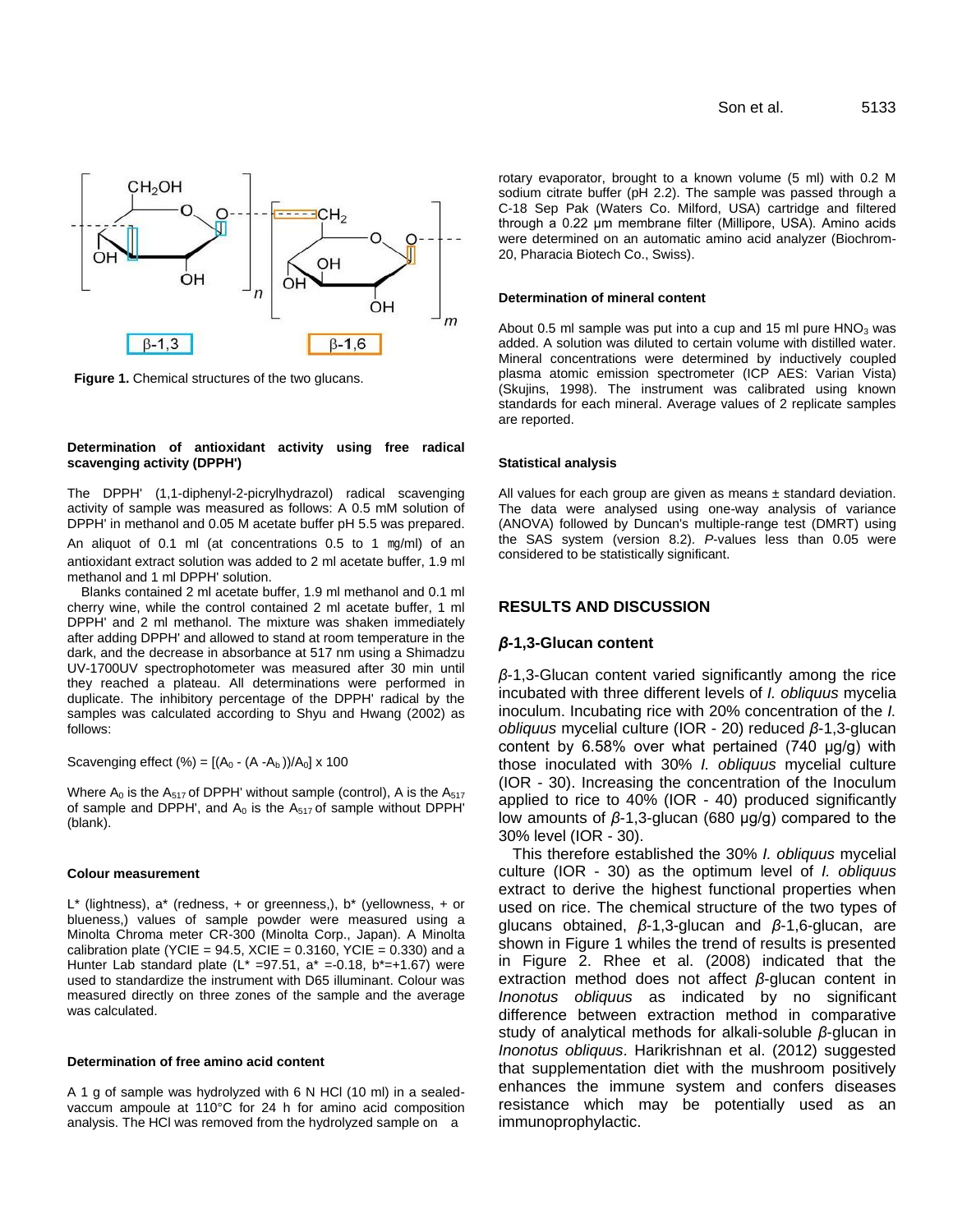Figure 1. Chemical structures of the two glucans.

#### Determination of antioxidant activity using free radical scavenging activity (DPPH')

The DPPH' (1,1-diphenyl-2-picrylhydrazol) radical scavenging activity of sample was measured as follows: A 0.5 mM solution of DPPH' in methanol and 0.05 M acetate buffer pH 5.5 was prepared. An aliquot of 0.1 ml (at concentrations 0.5 to 1 ㎎/ml) of an antioxidant extract solution was added to 2 ml acetate buffer, 1.9 ml methanol and 1 ml DPPH' solution.

Blanks contained 2 ml acetate buffer, 1.9 ml methanol and 0.1 ml cherry wine, while the control contained 2 ml acetate buffer, 1 ml DPPH' and 2 ml methanol. The mixture was shaken immediately after adding DPPH' and allowed to stand at room temperature in the dark, and the decrease in absorbance at 517 nm using a Shimadzu UV-1700UV spectrophotometer was measured after 30 min until they reached a plateau. All determinations were performed in duplicate. The inhibitory percentage of the DPPH' radical by the samples was calculated according to Shyu and Hwang (2002) as follows:

$$\text{Scavenging effect (\%)} = [(A_0 - (A - A_b))/A_0] \times 100$$

Where $A_0$ is the $A_{517}$ of DPPH' without sample (control), A is the $A_{517}$ of sample and DPPH', and $A_0$ is the $A_{517}$ of sample without DPPH' (blank).

#### Colour measurement

L* (lightness), a* (redness, + or greenness,), b* (yellowness, + or blueness,) values of sample powder were measured using a Minolta Chroma meter CR-300 (Minolta Corp., Japan). A Minolta calibration plate (YCIE = 94.5, XCIE = 0.3160, YCIE = 0.330) and a Hunter Lab standard plate (L* =97.51, a* =-0.18, b*=+1.67) were used to standardize the instrument with D65 illuminant. Colour was measured directly on three zones of the sample and the average was calculated.

#### Determination of free amino acid content

A 1 g of sample was hydrolyzed with 6 N HCl (10 ml) in a sealed-vaccum ampoule at 110°C for 24 h for amino acid composition analysis. The HCl was removed from the hydrolyzed sample on a rotary evaporator, brought to a known volume (5 ml) with 0.2 M sodium citrate buffer (pH 2.2). The sample was passed through a C-18 Sep Pak (Waters Co. Milford, USA) cartridge and filtered through a 0.22 μm membrane filter (Millipore, USA). Amino acids were determined on an automatic amino acid analyzer (Biochrom-20, Pharacia Biotech Co., Swiss).

#### Determination of mineral content

About 0.5 ml sample was put into a cup and 15 ml pure $HNO_3$ was added. A solution was diluted to certain volume with distilled water. Mineral concentrations were determined by inductively coupled plasma atomic emission spectrometer (ICP AES: Varian Vista) (Skujins, 1998). The instrument was calibrated using known standards for each mineral. Average values of 2 replicate samples are reported.

#### Statistical analysis

All values for each group are given as means ± standard deviation. The data were analysed using one-way analysis of variance (ANOVA) followed by Duncan's multiple-range test (DMRT) using the SAS system (version 8.2). *P*-values less than 0.05 were considered to be statistically significant.

## RESULTS AND DISCUSSION

### *β*-1,3-Glucan content

*β*-1,3-Glucan content varied significantly among the rice incubated with three different levels of *I. obliquus* mycelia inoculum. Incubating rice with 20% concentration of the *I. obliquus* mycelial culture (IOR - 20) reduced *β*-1,3-glucan content by 6.58% over what pertained (740 μg/g) with those inoculated with 30% *I. obliquus* mycelial culture (IOR - 30). Increasing the concentration of the Inoculum applied to rice to 40% (IOR - 40) produced significantly low amounts of *β*-1,3-glucan (680 μg/g) compared to the 30% level (IOR - 30).

This therefore established the 30% *I. obliquus* mycelial culture (IOR - 30) as the optimum level of *I. obliquus* extract to derive the highest functional properties when used on rice. The chemical structure of the two types of glucans obtained, *β*-1,3-glucan and *β*-1,6-glucan, are shown in Figure 1 whiles the trend of results is presented in Figure 2. Rhee et al. (2008) indicated that the extraction method does not affect *β*-glucan content in *Inonotus obliquus* as indicated by no significant difference between extraction method in comparative study of analytical methods for alkali-soluble *β*-glucan in *Inonotus obliquus*. Harikrishnan et al. (2012) suggested that supplementation diet with the mushroom positively enhances the immune system and confers diseases resistance which may be potentially used as an immunoprophylactic.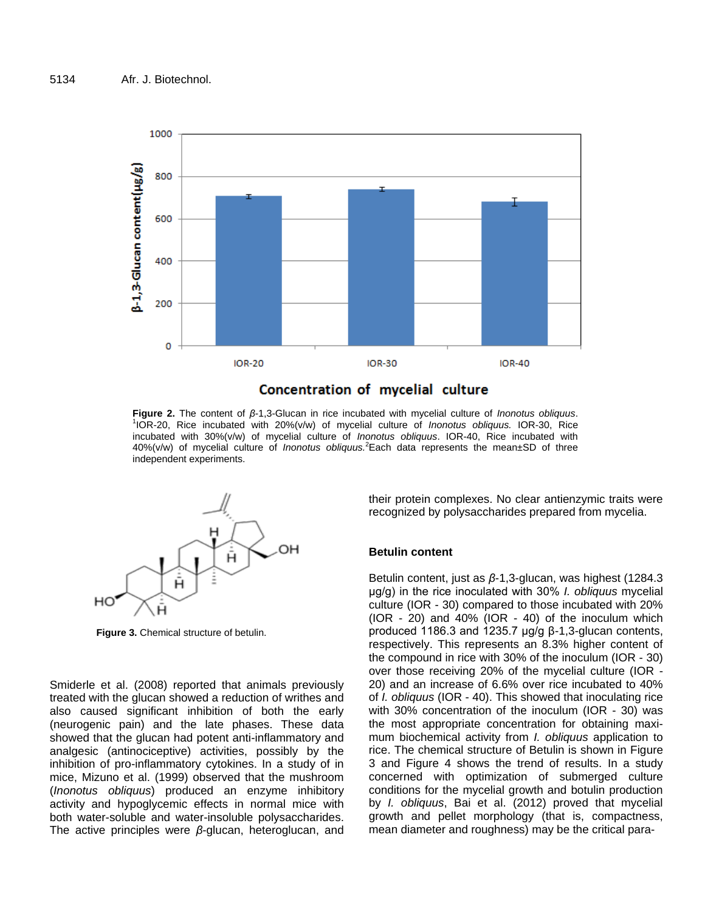**Figure 2.** The content of *β*-1,3-Glucan in rice incubated with mycelial culture of *Inonotus obliquus*. [1]IOR-20, Rice incubated with 20%(v/w) of mycelial culture of *Inonotus obliquus.* IOR-30, Rice incubated with 30%(v/w) of mycelial culture of *Inonotus obliquus*. IOR-40, Rice incubated with 40%(v/w) of mycelial culture of *Inonotus obliquus.*[2]Each data represents the mean±SD of three independent experiments.

**Figure 3.** Chemical structure of betulin.

Smiderle et al. (2008) reported that animals previously treated with the glucan showed a reduction of writhes and also caused significant inhibition of both the early (neurogenic pain) and the late phases. These data showed that the glucan had potent anti-inflammatory and analgesic (antinociceptive) activities, possibly by the inhibition of pro-inflammatory cytokines. In a study of in mice, Mizuno et al. (1999) observed that the mushroom (*Inonotus obliquus*) produced an enzyme inhibitory activity and hypoglycemic effects in normal mice with both water-soluble and water-insoluble polysaccharides. The active principles were *β*-glucan, heteroglucan, and their protein complexes. No clear antienzymic traits were recognized by polysaccharides prepared from mycelia.

### Betulin content

Betulin content, just as *β*-1,3-glucan, was highest (1284.3 μg/g) in the rice inoculated with 30% *I. obliquus* mycelial culture (IOR - 30) compared to those incubated with 20% (IOR - 20) and 40% (IOR - 40) of the inoculum which produced 1186.3 and 1235.7 μg/g β-1,3-glucan contents, respectively. This represents an 8.3% higher content of the compound in rice with 30% of the inoculum (IOR - 30) over those receiving 20% of the mycelial culture (IOR - 20) and an increase of 6.6% over rice incubated to 40% of *I. obliquus* (IOR - 40). This showed that inoculating rice with 30% concentration of the inoculum (IOR - 30) was the most appropriate concentration for obtaining maximum biochemical activity from *I. obliquus* application to rice. The chemical structure of Betulin is shown in Figure 3 and Figure 4 shows the trend of results. In a study concerned with optimization of submerged culture conditions for the mycelial growth and botulin production by *I. obliquus*, Bai et al. (2012) proved that mycelial growth and pellet morphology (that is, compactness, mean diameter and roughness) may be the critical para-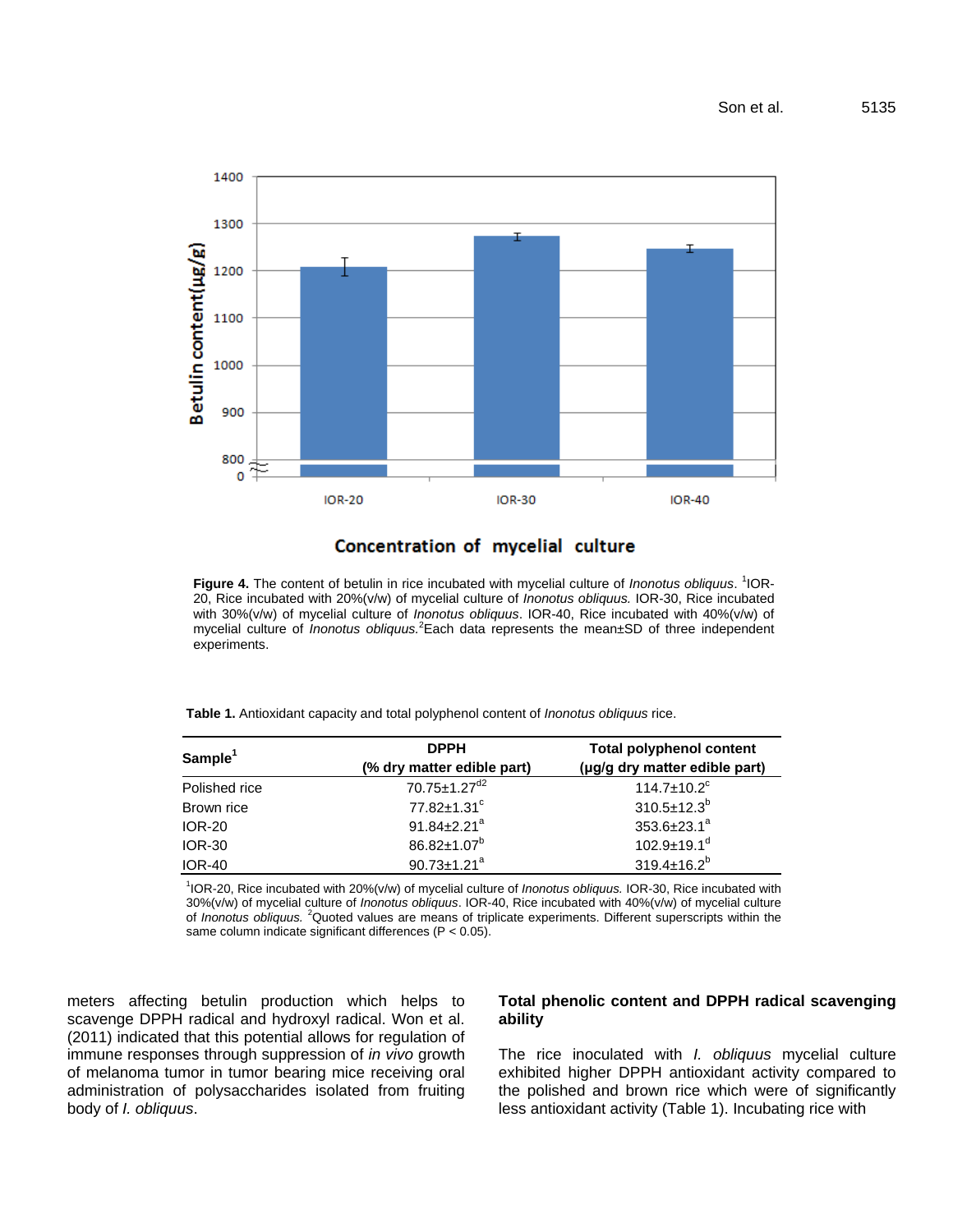**Figure 4.** The content of betulin in rice incubated with mycelial culture of *Inonotus obliquus*. [1]IOR-20, Rice incubated with 20%(v/w) of mycelial culture of *Inonotus obliquus.* IOR-30, Rice incubated with 30%(v/w) of mycelial culture of *Inonotus obliquus*. IOR-40, Rice incubated with 40%(v/w) of mycelial culture of *Inonotus obliquus.* [2]Each data represents the mean±SD of three independent experiments.

**Table 1.** Antioxidant capacity and total polyphenol content of *Inonotus obliquus* rice.

| Sample[1] | DPPH (% dry matter edible part) | Total polyphenol content (μg/g dry matter edible part) |
|---|---|---|
| Polished rice | 70.75±1.27[d2] | 114.7±10.2[c] |
| Brown rice | 77.82±1.31[c] | 310.5±12.3[b] |
| IOR-20 | 91.84±2.21[a] | 353.6±23.1[a] |
| IOR-30 | 86.82±1.07[b] | 102.9±19.1[d] |
| IOR-40 | 90.73±1.21[a] | 319.4±16.2[b] |

[1]IOR-20, Rice incubated with 20%(v/w) of mycelial culture of *Inonotus obliquus.* IOR-30, Rice incubated with 30%(v/w) of mycelial culture of *Inonotus obliquus*. IOR-40, Rice incubated with 40%(v/w) of mycelial culture of *Inonotus obliquus.* [2]Quoted values are means of triplicate experiments. Different superscripts within the same column indicate significant differences ($P < 0.05$).

meters affecting betulin production which helps to scavenge DPPH radical and hydroxyl radical. Won et al. (2011) indicated that this potential allows for regulation of immune responses through suppression of *in vivo* growth of melanoma tumor in tumor bearing mice receiving oral administration of polysaccharides isolated from fruiting body of *I. obliquus*.

### Total phenolic content and DPPH radical scavenging ability

The rice inoculated with *I. obliquus* mycelial culture exhibited higher DPPH antioxidant activity compared to the polished and brown rice which were of significantly less antioxidant activity (Table 1). Incubating rice with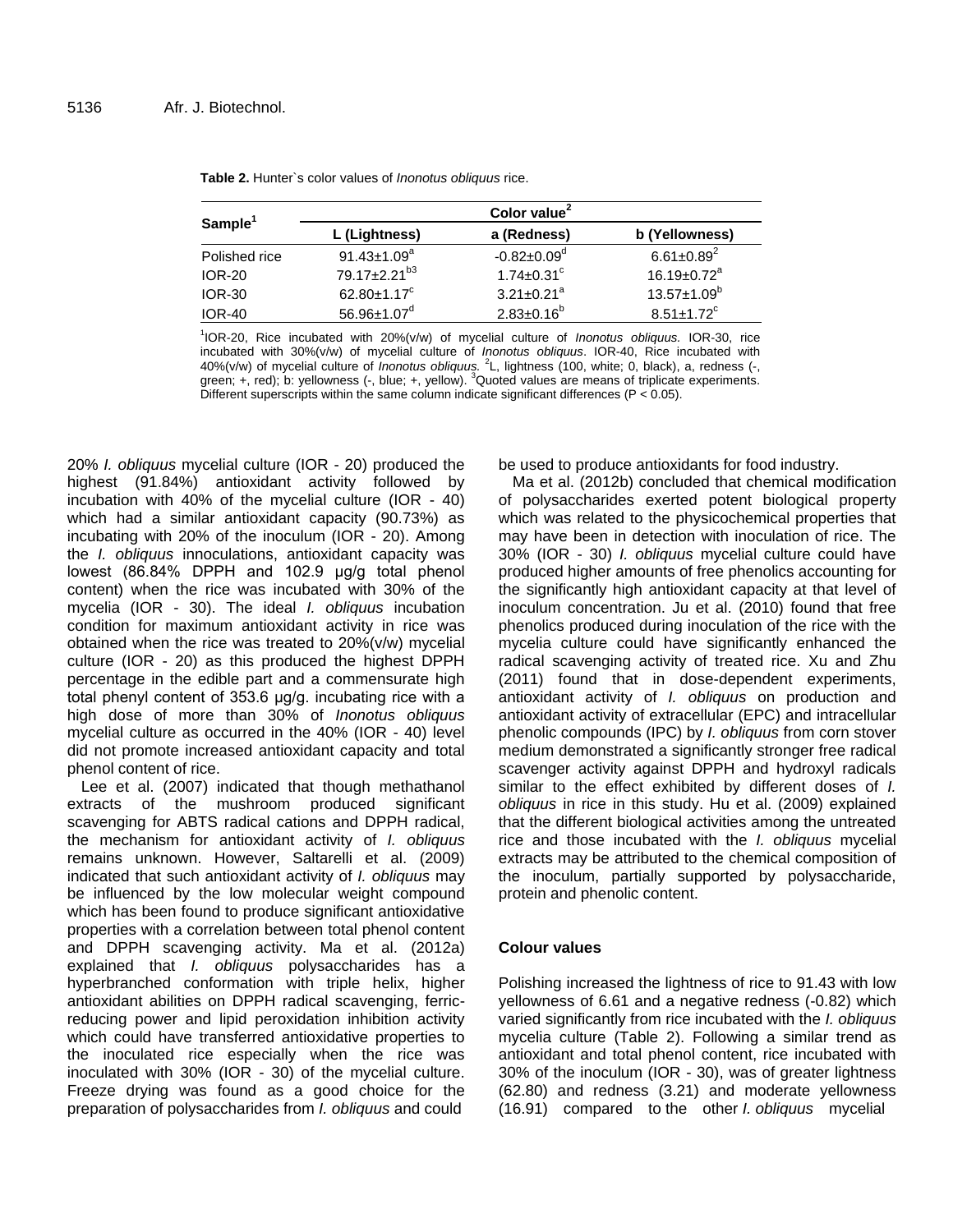**Table 2.** Hunter`s color values of *Inonotus obliquus* rice.

| Sample[1] | Color value[2] | | |
|---|---|---|---|
| | L (Lightness) | a (Redness) | b (Yellowness) |
| Polished rice | 91.43±1.09[a] | -0.82±0.09[d] | 6.61±0.89[2] |
| IOR-20 | 79.17±2.21[b3] | 1.74±0.31[c] | 16.19±0.72[a] |
| IOR-30 | 62.80±1.17[c] | 3.21±0.21[a] | 13.57±1.09[b] |
| IOR-40 | 56.96±1.07[d] | 2.83±0.16[b] | 8.51±1.72[c] |

[1]IOR-20, Rice incubated with 20%(v/w) of mycelial culture of *Inonotus obliquus*. IOR-30, rice incubated with 30%(v/w) of mycelial culture of *Inonotus obliquus*. IOR-40, Rice incubated with 40%(v/w) of mycelial culture of *Inonotus obliquus.* [2]L, lightness (100, white; 0, black), a, redness (-, green; +, red); b: yellowness (-, blue; +, yellow). [3]Quoted values are means of triplicate experiments. Different superscripts within the same column indicate significant differences ($P < 0.05$).

20% *I. obliquus* mycelial culture (IOR - 20) produced the highest (91.84%) antioxidant activity followed by incubation with 40% of the mycelial culture (IOR - 40) which had a similar antioxidant capacity (90.73%) as incubating with 20% of the inoculum (IOR - 20). Among the *I. obliquus* innoculations, antioxidant capacity was lowest (86.84% DPPH and 102.9 µg/g total phenol content) when the rice was incubated with 30% of the mycelia (IOR - 30). The ideal *I. obliquus* incubation condition for maximum antioxidant activity in rice was obtained when the rice was treated to 20%(v/w) mycelial culture (IOR - 20) as this produced the highest DPPH percentage in the edible part and a commensurate high total phenyl content of 353.6 µg/g. incubating rice with a high dose of more than 30% of *Inonotus obliquus* mycelial culture as occurred in the 40% (IOR - 40) level did not promote increased antioxidant capacity and total phenol content of rice.

Lee et al. (2007) indicated that though methathanol extracts of the mushroom produced significant scavenging for ABTS radical cations and DPPH radical, the mechanism for antioxidant activity of *I. obliquus* remains unknown. However, Saltarelli et al. (2009) indicated that such antioxidant activity of *I. obliquus* may be influenced by the low molecular weight compound which has been found to produce significant antioxidative properties with a correlation between total phenol content and DPPH scavenging activity. Ma et al. (2012a) explained that *I. obliquus* polysaccharides has a hyperbranched conformation with triple helix, higher antioxidant abilities on DPPH radical scavenging, ferric-reducing power and lipid peroxidation inhibition activity which could have transferred antioxidative properties to the inoculated rice especially when the rice was inoculated with 30% (IOR - 30) of the mycelial culture. Freeze drying was found as a good choice for the preparation of polysaccharides from *I. obliquus* and could be used to produce antioxidants for food industry.

Ma et al. (2012b) concluded that chemical modification of polysaccharides exerted potent biological property which was related to the physicochemical properties that may have been in detection with inoculation of rice. The 30% (IOR - 30) *I. obliquus* mycelial culture could have produced higher amounts of free phenolics accounting for the significantly high antioxidant capacity at that level of inoculum concentration. Ju et al. (2010) found that free phenolics produced during inoculation of the rice with the mycelia culture could have significantly enhanced the radical scavenging activity of treated rice. Xu and Zhu (2011) found that in dose-dependent experiments, antioxidant activity of *I. obliquus* on production and antioxidant activity of extracellular (EPC) and intracellular phenolic compounds (IPC) by *I. obliquus* from corn stover medium demonstrated a significantly stronger free radical scavenger activity against DPPH and hydroxyl radicals similar to the effect exhibited by different doses of *I. obliquus* in rice in this study. Hu et al. (2009) explained that the different biological activities among the untreated rice and those incubated with the *I. obliquus* mycelial extracts may be attributed to the chemical composition of the inoculum, partially supported by polysaccharide, protein and phenolic content.

### Colour values

Polishing increased the lightness of rice to 91.43 with low yellowness of 6.61 and a negative redness (-0.82) which varied significantly from rice incubated with the *I. obliquus* mycelia culture (Table 2). Following a similar trend as antioxidant and total phenol content, rice incubated with 30% of the inoculum (IOR - 30), was of greater lightness (62.80) and redness (3.21) and moderate yellowness (16.91) compared to the other *I. obliquus* mycelial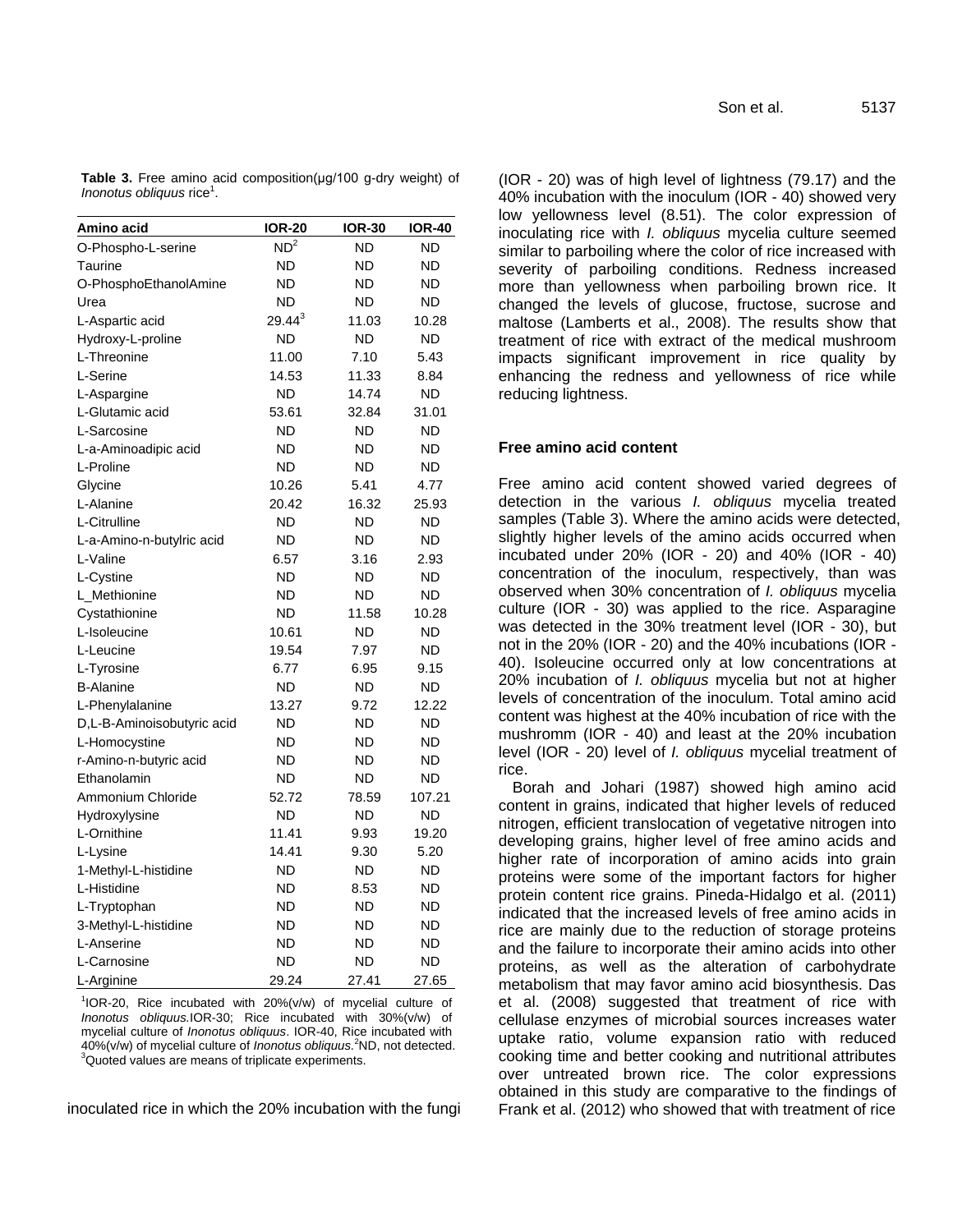**Table 3.** Free amino acid composition(μg/100 g-dry weight) of *Inonotus obliquus* rice[1].

| Amino acid | IOR-20 | IOR-30 | IOR-40 |
|---|---|---|---|
| O-Phospho-L-serine | ND[2] | ND | ND |
| Taurine | ND | ND | ND |
| O-PhosphoEthanolAmine | ND | ND | ND |
| Urea | ND | ND | ND |
| L-Aspartic acid | 29.44[3] | 11.03 | 10.28 |
| Hydroxy-L-proline | ND | ND | ND |
| L-Threonine | 11.00 | 7.10 | 5.43 |
| L-Serine | 14.53 | 11.33 | 8.84 |
| L-Aspargine | ND | 14.74 | ND |
| L-Glutamic acid | 53.61 | 32.84 | 31.01 |
| L-Sarcosine | ND | ND | ND |
| L-a-Aminoadipic acid | ND | ND | ND |
| L-Proline | ND | ND | ND |
| Glycine | 10.26 | 5.41 | 4.77 |
| L-Alanine | 20.42 | 16.32 | 25.93 |
| L-Citrulline | ND | ND | ND |
| L-a-Amino-n-butylric acid | ND | ND | ND |
| L-Valine | 6.57 | 3.16 | 2.93 |
| L-Cystine | ND | ND | ND |
| L_Methionine | ND | ND | ND |
| Cystathionine | ND | 11.58 | 10.28 |
| L-Isoleucine | 10.61 | ND | ND |
| L-Leucine | 19.54 | 7.97 | ND |
| L-Tyrosine | 6.77 | 6.95 | 9.15 |
| B-Alanine | ND | ND | ND |
| L-Phenylalanine | 13.27 | 9.72 | 12.22 |
| D,L-B-Aminoisobutyric acid | ND | ND | ND |
| L-Homocystine | ND | ND | ND |
| r-Amino-n-butyric acid | ND | ND | ND |
| Ethanolamin | ND | ND | ND |
| Ammonium Chloride | 52.72 | 78.59 | 107.21 |
| Hydroxylysine | ND | ND | ND |
| L-Ornithine | 11.41 | 9.93 | 19.20 |
| L-Lysine | 14.41 | 9.30 | 5.20 |
| 1-Methyl-L-histidine | ND | ND | ND |
| L-Histidine | ND | 8.53 | ND |
| L-Tryptophan | ND | ND | ND |
| 3-Methyl-L-histidine | ND | ND | ND |
| L-Anserine | ND | ND | ND |
| L-Carnosine | ND | ND | ND |
| L-Arginine | 29.24 | 27.41 | 27.65 |

[1]IOR-20, Rice incubated with 20%(v/w) of mycelial culture of *Inonotus obliquus.*IOR-30; Rice incubated with 30%(v/w) of mycelial culture of *Inonotus obliquus*. IOR-40, Rice incubated with 40%(v/w) of mycelial culture of *Inonotus obliquus.*[2]ND, not detected. [3]Quoted values are means of triplicate experiments.

inoculated rice in which the 20% incubation with the fungi (IOR - 20) was of high level of lightness (79.17) and the 40% incubation with the inoculum (IOR - 40) showed very low yellowness level (8.51). The color expression of inoculating rice with *I. obliquus* mycelia culture seemed similar to parboiling where the color of rice increased with severity of parboiling conditions. Redness increased more than yellowness when parboiling brown rice. It changed the levels of glucose, fructose, sucrose and maltose (Lamberts et al., 2008). The results show that treatment of rice with extract of the medical mushroom impacts significant improvement in rice quality by enhancing the redness and yellowness of rice while reducing lightness.

### Free amino acid content

Free amino acid content showed varied degrees of detection in the various *I. obliquus* mycelia treated samples (Table 3). Where the amino acids were detected, slightly higher levels of the amino acids occurred when incubated under 20% (IOR - 20) and 40% (IOR - 40) concentration of the inoculum, respectively, than was observed when 30% concentration of *I. obliquus* mycelia culture (IOR - 30) was applied to the rice. Asparagine was detected in the 30% treatment level (IOR - 30), but not in the 20% (IOR - 20) and the 40% incubations (IOR - 40). Isoleucine occurred only at low concentrations at 20% incubation of *I. obliquus* mycelia but not at higher levels of concentration of the inoculum. Total amino acid content was highest at the 40% incubation of rice with the mushromm (IOR - 40) and least at the 20% incubation level (IOR - 20) level of *I. obliquus* mycelial treatment of rice.

Borah and Johari (1987) showed high amino acid content in grains, indicated that higher levels of reduced nitrogen, efficient translocation of vegetative nitrogen into developing grains, higher level of free amino acids and higher rate of incorporation of amino acids into grain proteins were some of the important factors for higher protein content rice grains. Pineda-Hidalgo et al. (2011) indicated that the increased levels of free amino acids in rice are mainly due to the reduction of storage proteins and the failure to incorporate their amino acids into other proteins, as well as the alteration of carbohydrate metabolism that may favor amino acid biosynthesis. Das et al. (2008) suggested that treatment of rice with cellulase enzymes of microbial sources increases water uptake ratio, volume expansion ratio with reduced cooking time and better cooking and nutritional attributes over untreated brown rice. The color expressions obtained in this study are comparative to the findings of Frank et al. (2012) who showed that with treatment of rice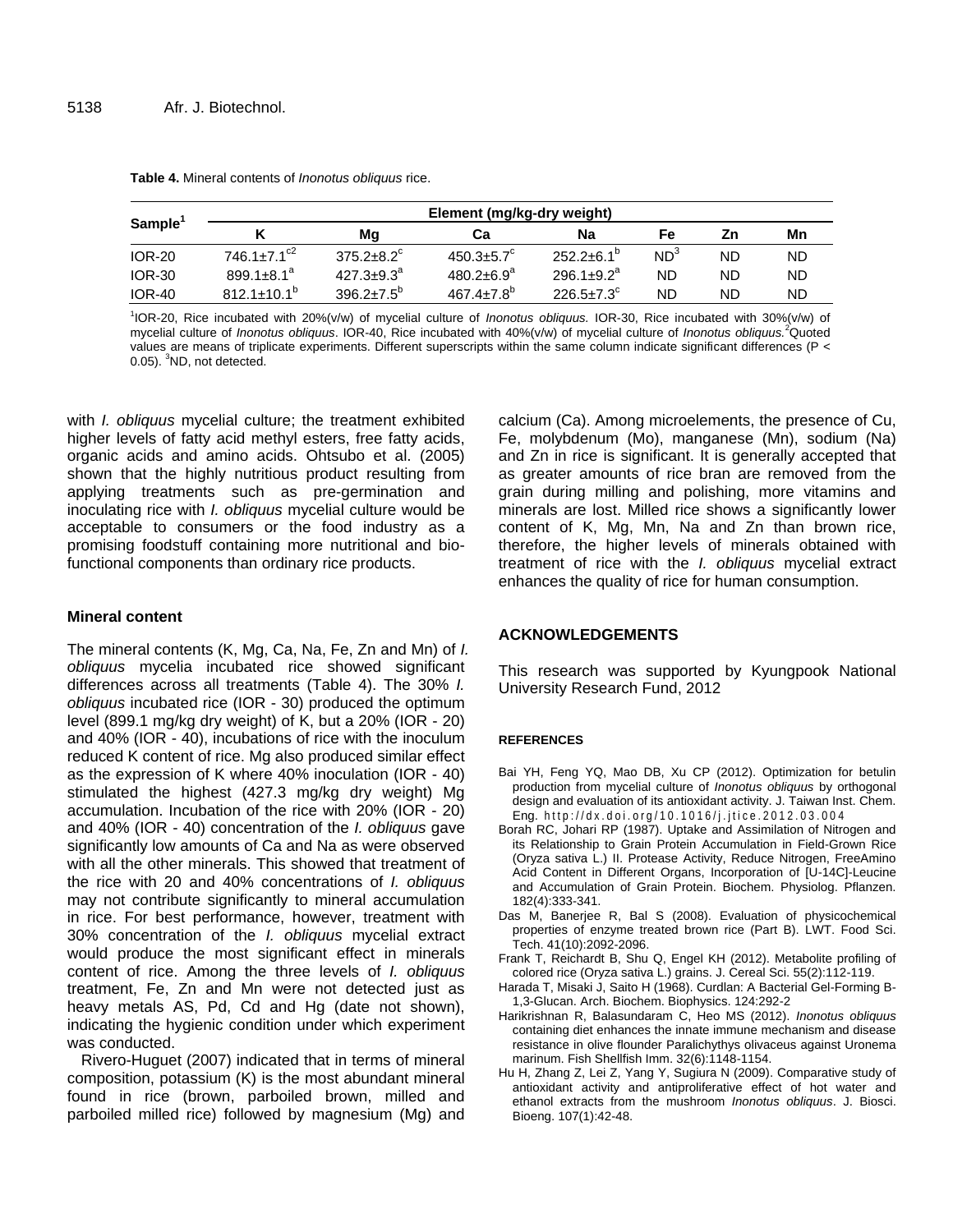**Table 4.** Mineral contents of *Inonotus obliquus* rice.

| Sample[1] | Element (mg/kg-dry weight) | | | | | | |
|---|---|---|---|---|---|---|---|
| | K | Mg | Ca | Na | Fe | Zn | Mn |
| IOR-20 | 746.1±7.1[c2] | 375.2±8.2[c] | 450.3±5.7[c] | 252.2±6.1[b] | ND[3] | ND | ND |
| IOR-30 | 899.1±8.1[a] | 427.3±9.3[a] | 480.2±6.9[a] | 296.1±9.2[a] | ND | ND | ND |
| IOR-40 | 812.1±10.1[b] | 396.2±7.5[b] | 467.4±7.8[b] | 226.5±7.3[c] | ND | ND | ND |

[1]IOR-20, Rice incubated with 20%(v/w) of mycelial culture of *Inonotus obliquus.* IOR-30, Rice incubated with 30%(v/w) of mycelial culture of *Inonotus obliquus*. IOR-40, Rice incubated with 40%(v/w) of mycelial culture of *Inonotus obliquus.* [2]Quoted values are means of triplicate experiments. Different superscripts within the same column indicate significant differences ($P < 0.05$). [3]ND, not detected.

with *I. obliquus* mycelial culture; the treatment exhibited higher levels of fatty acid methyl esters, free fatty acids, organic acids and amino acids. Ohtsubo et al. (2005) shown that the highly nutritious product resulting from applying treatments such as pre-germination and inoculating rice with *I. obliquus* mycelial culture would be acceptable to consumers or the food industry as a promising foodstuff containing more nutritional and bio-functional components than ordinary rice products.

### Mineral content

The mineral contents (K, Mg, Ca, Na, Fe, Zn and Mn) of *I. obliquus* mycelia incubated rice showed significant differences across all treatments (Table 4). The 30% *I. obliquus* incubated rice (IOR - 30) produced the optimum level (899.1 mg/kg dry weight) of K, but a 20% (IOR - 20) and 40% (IOR - 40), incubations of rice with the inoculum reduced K content of rice. Mg also produced similar effect as the expression of K where 40% inoculation (IOR - 40) stimulated the highest (427.3 mg/kg dry weight) Mg accumulation. Incubation of the rice with 20% (IOR - 20) and 40% (IOR - 40) concentration of the *I. obliquus* gave significantly low amounts of Ca and Na as were observed with all the other minerals. This showed that treatment of the rice with 20 and 40% concentrations of *I. obliquus* may not contribute significantly to mineral accumulation in rice. For best performance, however, treatment with 30% concentration of the *I. obliquus* mycelial extract would produce the most significant effect in minerals content of rice. Among the three levels of *I. obliquus* treatment, Fe, Zn and Mn were not detected just as heavy metals AS, Pd, Cd and Hg (date not shown), indicating the hygienic condition under which experiment was conducted.

Rivero-Huguet (2007) indicated that in terms of mineral composition, potassium (K) is the most abundant mineral found in rice (brown, parboiled brown, milled and parboiled milled rice) followed by magnesium (Mg) and calcium (Ca). Among microelements, the presence of Cu, Fe, molybdenum (Mo), manganese (Mn), sodium (Na) and Zn in rice is significant. It is generally accepted that as greater amounts of rice bran are removed from the grain during milling and polishing, more vitamins and minerals are lost. Milled rice shows a significantly lower content of K, Mg, Mn, Na and Zn than brown rice, therefore, the higher levels of minerals obtained with treatment of rice with the *I. obliquus* mycelial extract enhances the quality of rice for human consumption.

## ACKNOWLEDGEMENTS

This research was supported by Kyungpook National University Research Fund, 2012

## REFERENCES

Bai YH, Feng YQ, Mao DB, Xu CP (2012). Optimization for betulin production from mycelial culture of *Inonotus obliquus* by orthogonal design and evaluation of its antioxidant activity. J. Taiwan Inst. Chem. Eng. http://dx.doi.org/10.1016/j.jtice.2012.03.004

Borah RC, Johari RP (1987). Uptake and Assimilation of Nitrogen and its Relationship to Grain Protein Accumulation in Field-Grown Rice (Oryza sativa L.) II. Protease Activity, Reduce Nitrogen, FreeAmino Acid Content in Different Organs, Incorporation of [U-14C]-Leucine and Accumulation of Grain Protein. Biochem. Physiolog. Pflanzen. 182(4):333-341.

Das M, Banerjee R, Bal S (2008). Evaluation of physicochemical properties of enzyme treated brown rice (Part B). LWT. Food Sci. Tech. 41(10):2092-2096.

Frank T, Reichardt B, Shu Q, Engel KH (2012). Metabolite profiling of colored rice (Oryza sativa L.) grains. J. Cereal Sci. 55(2):112-119.

Harada T, Misaki J, Saito H (1968). Curdlan: A Bacterial Gel-Forming B-1,3-Glucan. Arch. Biochem. Biophysics. 124:292-2

Harikrishnan R, Balasundaram C, Heo MS (2012). *Inonotus obliquus* containing diet enhances the innate immune mechanism and disease resistance in olive flounder Paralichythys olivaceus against Uronema marinum. Fish Shellfish Imm. 32(6):1148-1154.

Hu H, Zhang Z, Lei Z, Yang Y, Sugiura N (2009). Comparative study of antioxidant activity and antiproliferative effect of hot water and ethanol extracts from the mushroom *Inonotus obliquus*. J. Biosci. Bioeng. 107(1):42-48.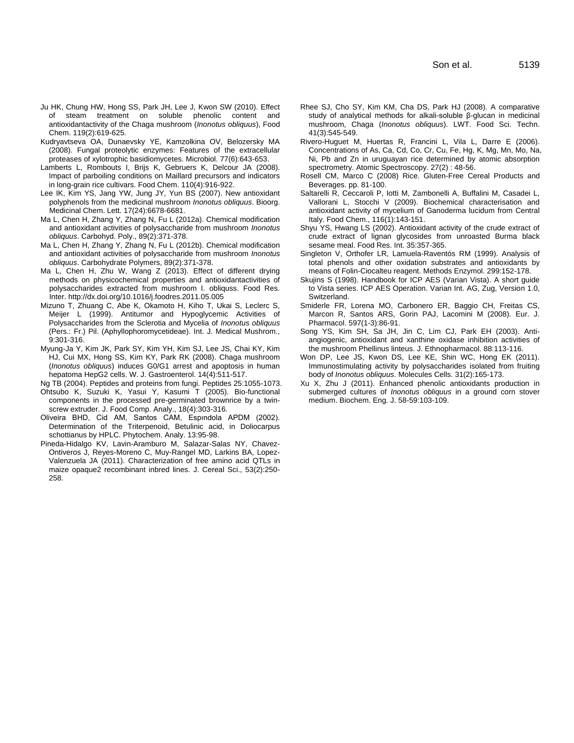Ju HK, Chung HW, Hong SS, Park JH, Lee J, Kwon SW (2010). Effect of steam treatment on soluble phenolic content and antioxidantactivity of the Chaga mushroom (*Inonotus obliquus*), Food Chem. 119(2):619-625.

Kudryavtseva OA, Dunaevsky YE, Kamzolkina OV, Belozersky MA (2008). Fungal proteolytic enzymes: Features of the extracellular proteases of xylotrophic basidiomycetes. Microbiol. 77(6):643-653.

Lamberts L, Rombouts I, Brijs K, Gebruers K, Delcour JA (2008). Impact of parboiling conditions on Maillard precursors and indicators in long-grain rice cultivars. Food Chem. 110(4):916-922.

Lee IK, Kim YS, Jang YW, Jung JY, Yun BS (2007). New antioxidant polyphenols from the medicinal mushroom *Inonotus obliquus*. Bioorg. Medicinal Chem. Lett. 17(24):6678-6681.

Ma L, Chen H, Zhang Y, Zhang N, Fu L (2012a). Chemical modification and antioxidant activities of polysaccharide from mushroom *Inonotus obliquus*. Carbohyd. Poly., 89(2):371-378.

Ma L, Chen H, Zhang Y, Zhang N, Fu L (2012b). Chemical modification and antioxidant activities of polysaccharide from mushroom *Inonotus obliquus*. Carbohydrate Polymers, 89(2):371-378.

Ma L, Chen H, Zhu W, Wang Z (2013). Effect of different drying methods on physicochemical properties and antioxidantactivities of polysaccharides extracted from mushroom I. obliquss. Food Res. Inter. http://dx.doi.org/10.1016/j.foodres.2011.05.005

Mizuno T, Zhuang C, Abe K, Okamoto H, Kiho T, Ukai S, Leclerc S, Meijer L (1999). Antitumor and Hypoglycemic Activities of Polysaccharides from the Sclerotia and Mycelia of *Inonotus obliquus* (Pers.: Fr.) Pil. (Aphyllophoromycetideae). Int. J. Medical Mushrom., 9:301-316.

Myung-Ja Y, Kim JK, Park SY, Kim YH, Kim SJ, Lee JS, Chai KY, Kim HJ, Cui MX, Hong SS, Kim KY, Park RK (2008). Chaga mushroom (*Inonotus obliquus*) induces G0/G1 arrest and apoptosis in human hepatoma HepG2 cells. W. J. Gastroenterol. 14(4):511-517.

Ng TB (2004). Peptides and proteins from fungi. Peptides 25:1055-1073.

Ohtsubo K, Suzuki K, Yasui Y, Kasumi T (2005). Bio-functional components in the processed pre-germinated brownrice by a twin-screw extruder. J. Food Comp. Analy., 18(4):303-316.

Oliveira BHD, Cid AM, Santos CAM, Espındola APDM (2002). Determination of the Triterpenoid, Betulinic acid, in Doliocarpus schottianus by HPLC. Phytochem. Analy. 13:95-98.

Pineda-Hidalgo KV, Lavin-Aramburo M, Salazar-Salas NY, Chavez-Ontiveros J, Reyes-Moreno C, Muy-Rangel MD, Larkins BA, Lopez-Valenzuela JA (2011). Characterization of free amino acid QTLs in maize opaque2 recombinant inbred lines. J. Cereal Sci., 53(2):250-258.

Rhee SJ, Cho SY, Kim KM, Cha DS, Park HJ (2008). A comparative study of analytical methods for alkali-soluble β-glucan in medicinal mushroom, Chaga (*Inonotus obliquus*). LWT. Food Sci. Techn. 41(3):545-549.

Rivero-Huguet M, Huertas R, Francini L, Vila L, Darre E (2006). Concentrations of As, Ca, Cd, Co, Cr, Cu, Fe, Hg, K, Mg, Mn, Mo, Na, Ni, Pb and Zn in uruguayan rice determined by atomic absorption spectrometry. Atomic Spectroscopy. 27(2) : 48-56.

Rosell CM, Marco C (2008) Rice. Gluten-Free Cereal Products and Beverages. pp. 81-100.

Saltarelli R, Ceccaroli P, Iotti M, Zambonelli A, Buffalini M, Casadei L, Vallorani L, Stocchi V (2009). Biochemical characterisation and antioxidant activity of mycelium of Ganoderma lucidum from Central Italy. Food Chem., 116(1):143-151.

Shyu YS, Hwang LS (2002). Antioxidant activity of the crude extract of crude extract of lignan glycosides from unroasted Burma black sesame meal. Food Res. Int. 35:357-365.

Singleton V, Orthofer LR, Lamuela-Raventós RM (1999). Analysis of total phenols and other oxidation substrates and antioxidants by means of Folin-Ciocalteu reagent. Methods Enzymol. 299:152-178.

Skujins S (1998). Handbook for ICP AES (Varian Vista). A short guide to Vista series. ICP AES Operation. Varian Int. AG, Zug, Version 1.0, Switzerland.

Smiderle FR, Lorena MO, Carbonero ER, Baggio CH, Freitas CS, Marcon R, Santos ARS, Gorin PAJ, Lacomini M (2008). Eur. J. Pharmacol. 597(1-3):86-91.

Song YS, Kim SH, Sa JH, Jin C, Lim CJ, Park EH (2003). Anti-angiogenic, antioxidant and xanthine oxidase inhibition activities of the mushroom Phellinus linteus. J. Ethnopharmacol. 88:113-116.

Won DP, Lee JS, Kwon DS, Lee KE, Shin WC, Hong EK (2011). Immunostimulating activity by polysaccharides isolated from fruiting body of *Inonotus obliquus*. Molecules Cells. 31(2):165-173.

Xu X, Zhu J (2011). Enhanced phenolic antioxidants production in submerged cultures of *Inonotus obliquus* in a ground corn stover medium. Biochem. Eng. J. 58-59:103-109.